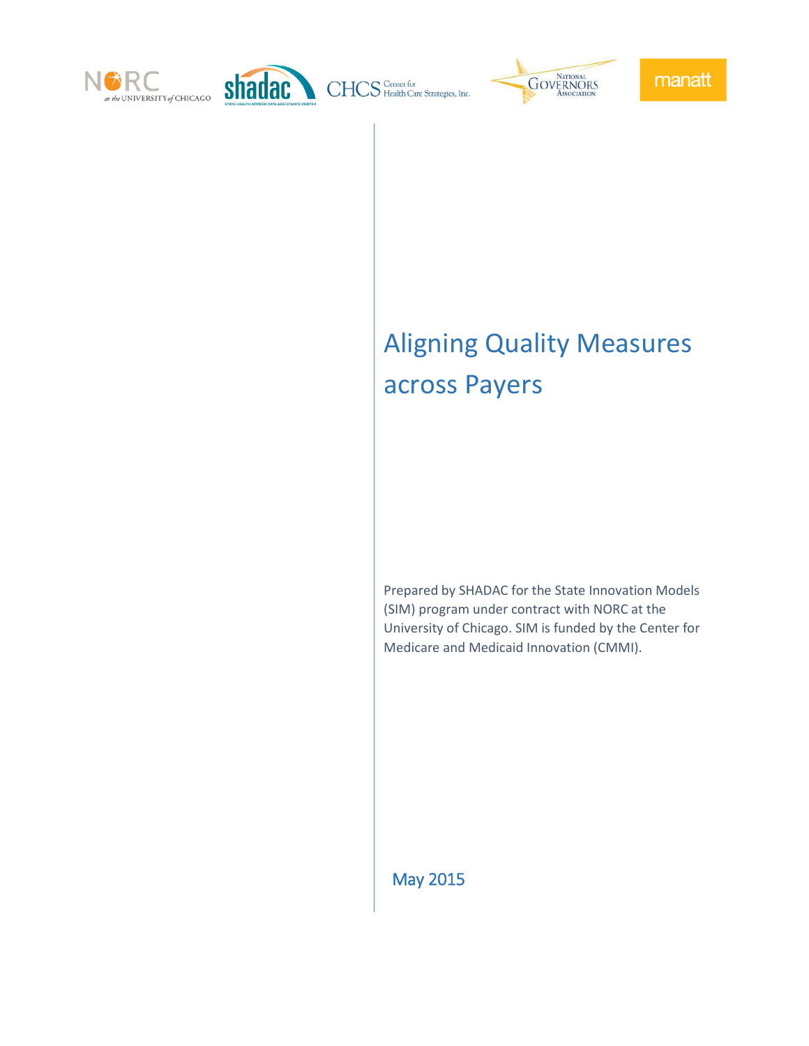# Aligning Quality Measures across Payers

Prepared by SHADAC for the State Innovation Models (SIM) program under contract with NORC at the University of Chicago. SIM is funded by the Center for Medicare and Medicaid Innovation (CMMI).

May 2015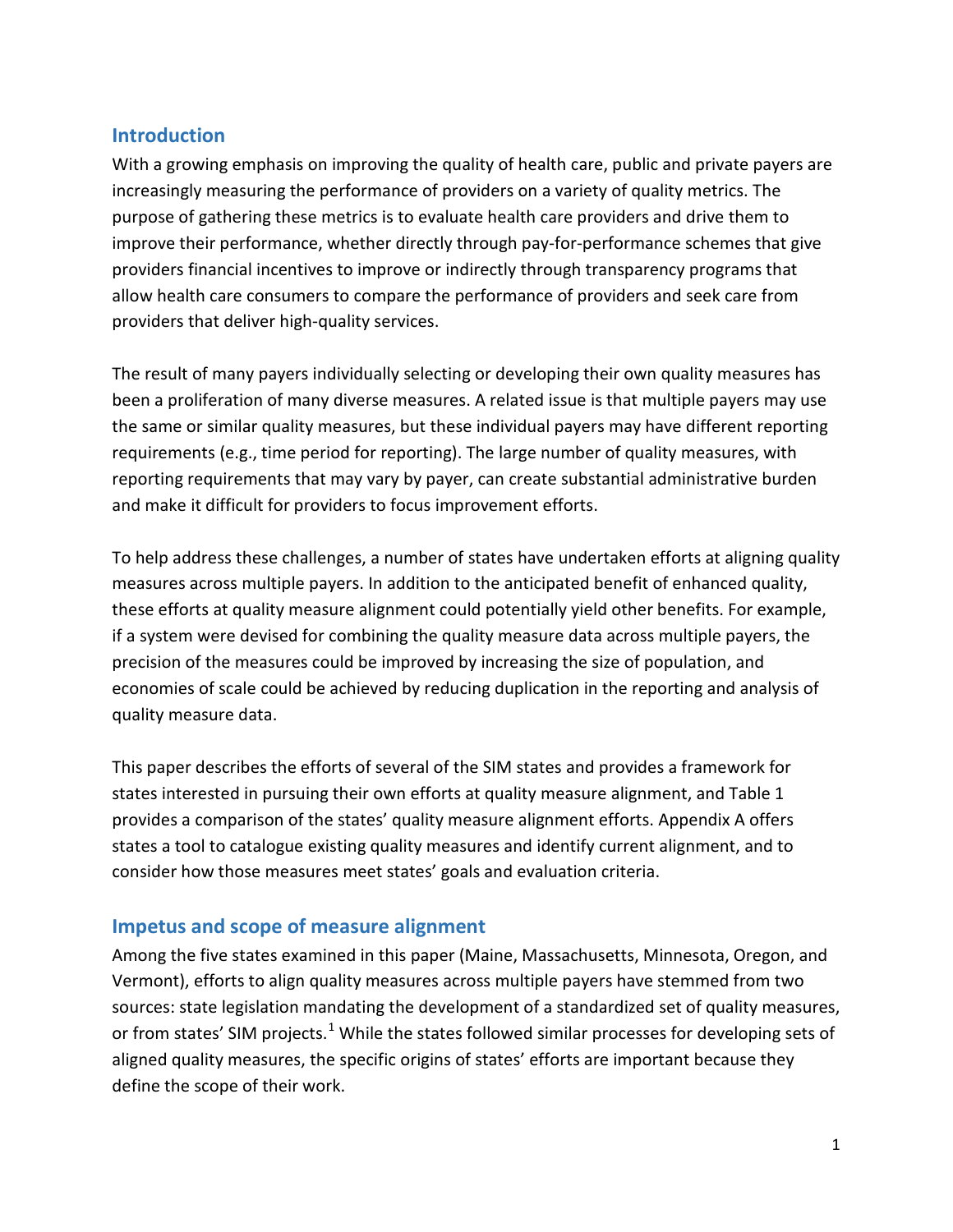## Introduction

With a growing emphasis on improving the quality of health care, public and private payers are increasingly measuring the performance of providers on a variety of quality metrics. The purpose of gathering these metrics is to evaluate health care providers and drive them to improve their performance, whether directly through pay-for-performance schemes that give providers financial incentives to improve or indirectly through transparency programs that allow health care consumers to compare the performance of providers and seek care from providers that deliver high-quality services.

The result of many payers individually selecting or developing their own quality measures has been a proliferation of many diverse measures. A related issue is that multiple payers may use the same or similar quality measures, but these individual payers may have different reporting requirements (e.g., time period for reporting). The large number of quality measures, with reporting requirements that may vary by payer, can create substantial administrative burden and make it difficult for providers to focus improvement efforts.

To help address these challenges, a number of states have undertaken efforts at aligning quality measures across multiple payers. In addition to the anticipated benefit of enhanced quality, these efforts at quality measure alignment could potentially yield other benefits. For example, if a system were devised for combining the quality measure data across multiple payers, the precision of the measures could be improved by increasing the size of population, and economies of scale could be achieved by reducing duplication in the reporting and analysis of quality measure data.

This paper describes the efforts of several of the SIM states and provides a framework for states interested in pursuing their own efforts at quality measure alignment, and Table 1 provides a comparison of the states' quality measure alignment efforts. Appendix A offers states a tool to catalogue existing quality measures and identify current alignment, and to consider how those measures meet states' goals and evaluation criteria.

## Impetus and scope of measure alignment

Among the five states examined in this paper (Maine, Massachusetts, Minnesota, Oregon, and Vermont), efforts to align quality measures across multiple payers have stemmed from two sources: state legislation mandating the development of a standardized set of quality measures, or from states' SIM projects.[1] While the states followed similar processes for developing sets of aligned quality measures, the specific origins of states' efforts are important because they define the scope of their work.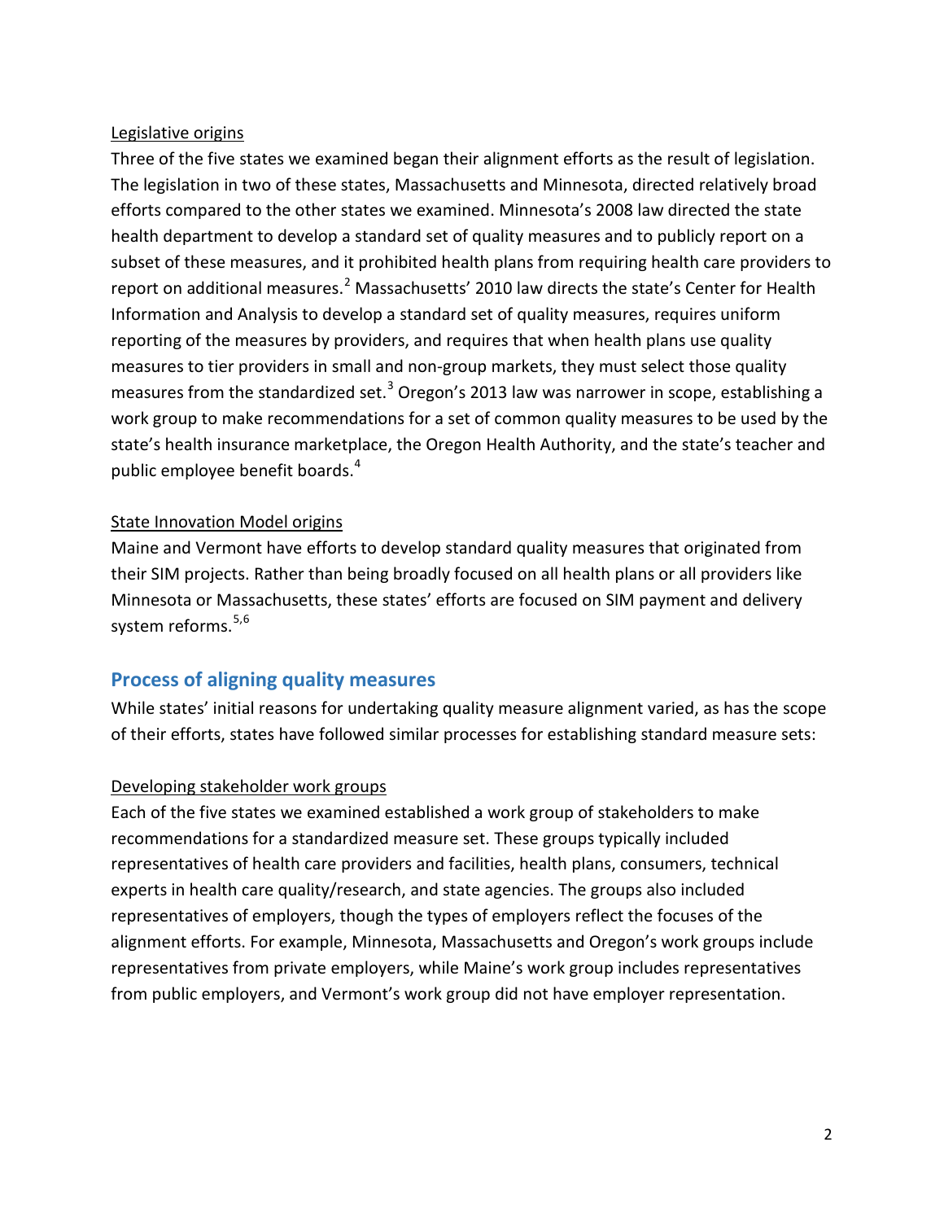Legislative origins

Three of the five states we examined began their alignment efforts as the result of legislation. The legislation in two of these states, Massachusetts and Minnesota, directed relatively broad efforts compared to the other states we examined. Minnesota's 2008 law directed the state health department to develop a standard set of quality measures and to publicly report on a subset of these measures, and it prohibited health plans from requiring health care providers to report on additional measures.[2] Massachusetts' 2010 law directs the state's Center for Health Information and Analysis to develop a standard set of quality measures, requires uniform reporting of the measures by providers, and requires that when health plans use quality measures to tier providers in small and non-group markets, they must select those quality measures from the standardized set.[3] Oregon's 2013 law was narrower in scope, establishing a work group to make recommendations for a set of common quality measures to be used by the state's health insurance marketplace, the Oregon Health Authority, and the state's teacher and public employee benefit boards.[4]

State Innovation Model origins

Maine and Vermont have efforts to develop standard quality measures that originated from their SIM projects. Rather than being broadly focused on all health plans or all providers like Minnesota or Massachusetts, these states' efforts are focused on SIM payment and delivery system reforms.[5,6]

## Process of aligning quality measures

While states' initial reasons for undertaking quality measure alignment varied, as has the scope of their efforts, states have followed similar processes for establishing standard measure sets:

Developing stakeholder work groups

Each of the five states we examined established a work group of stakeholders to make recommendations for a standardized measure set. These groups typically included representatives of health care providers and facilities, health plans, consumers, technical experts in health care quality/research, and state agencies. The groups also included representatives of employers, though the types of employers reflect the focuses of the alignment efforts. For example, Minnesota, Massachusetts and Oregon's work groups include representatives from private employers, while Maine's work group includes representatives from public employers, and Vermont's work group did not have employer representation.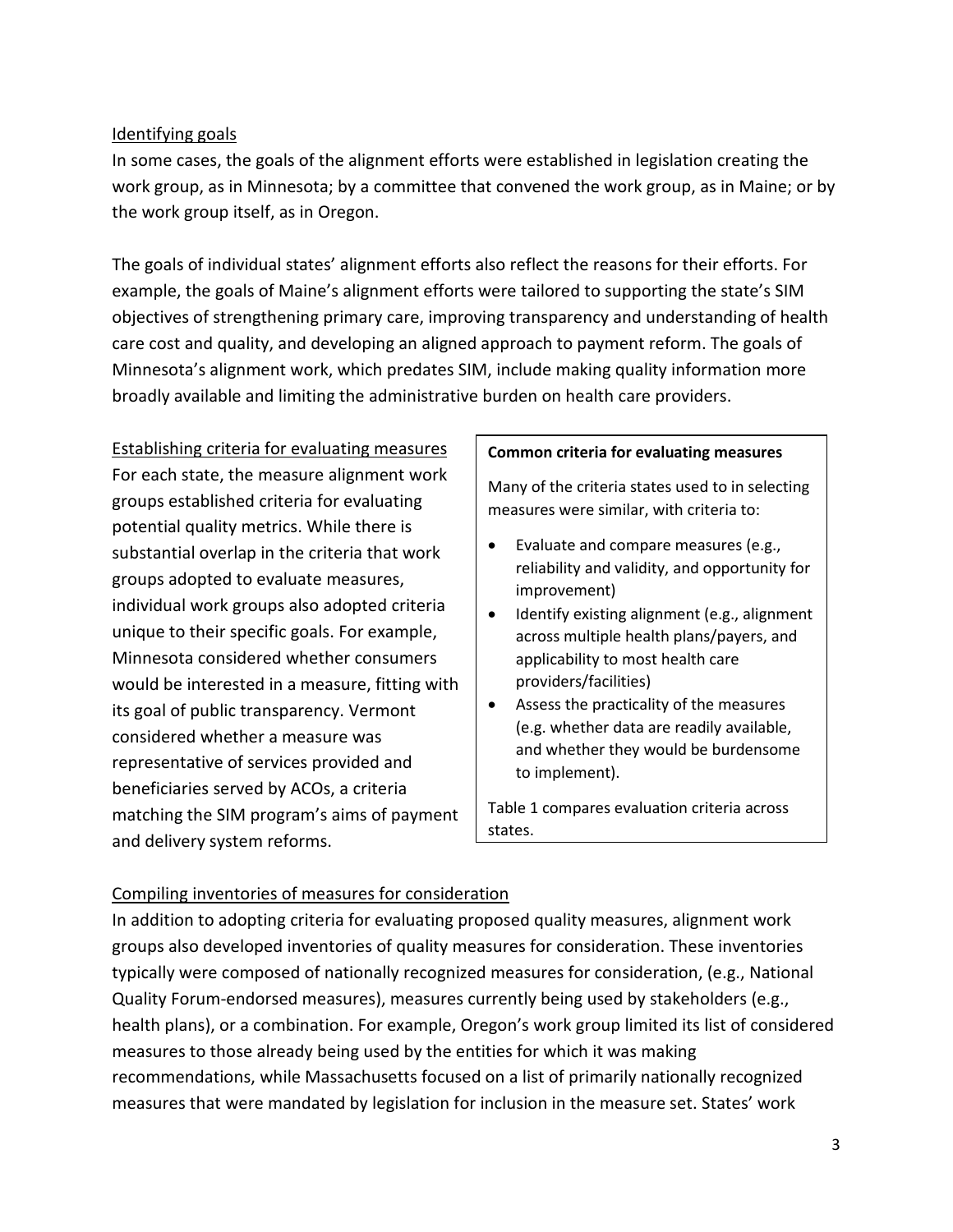Identifying goals

In some cases, the goals of the alignment efforts were established in legislation creating the work group, as in Minnesota; by a committee that convened the work group, as in Maine; or by the work group itself, as in Oregon.

The goals of individual states' alignment efforts also reflect the reasons for their efforts. For example, the goals of Maine's alignment efforts were tailored to supporting the state's SIM objectives of strengthening primary care, improving transparency and understanding of health care cost and quality, and developing an aligned approach to payment reform. The goals of Minnesota's alignment work, which predates SIM, include making quality information more broadly available and limiting the administrative burden on health care providers.

Establishing criteria for evaluating measures

For each state, the measure alignment work groups established criteria for evaluating potential quality metrics. While there is substantial overlap in the criteria that work groups adopted to evaluate measures, individual work groups also adopted criteria unique to their specific goals. For example, Minnesota considered whether consumers would be interested in a measure, fitting with its goal of public transparency. Vermont considered whether a measure was representative of services provided and beneficiaries served by ACOs, a criteria matching the SIM program's aims of payment and delivery system reforms.

**Common criteria for evaluating measures**

Many of the criteria states used to in selecting measures were similar, with criteria to:

- Evaluate and compare measures (e.g., reliability and validity, and opportunity for improvement)
- Identify existing alignment (e.g., alignment across multiple health plans/payers, and applicability to most health care providers/facilities)
- Assess the practicality of the measures (e.g. whether data are readily available, and whether they would be burdensome to implement).

Table 1 compares evaluation criteria across states.

Compiling inventories of measures for consideration

In addition to adopting criteria for evaluating proposed quality measures, alignment work groups also developed inventories of quality measures for consideration. These inventories typically were composed of nationally recognized measures for consideration, (e.g., National Quality Forum-endorsed measures), measures currently being used by stakeholders (e.g., health plans), or a combination. For example, Oregon's work group limited its list of considered measures to those already being used by the entities for which it was making recommendations, while Massachusetts focused on a list of primarily nationally recognized measures that were mandated by legislation for inclusion in the measure set. States' work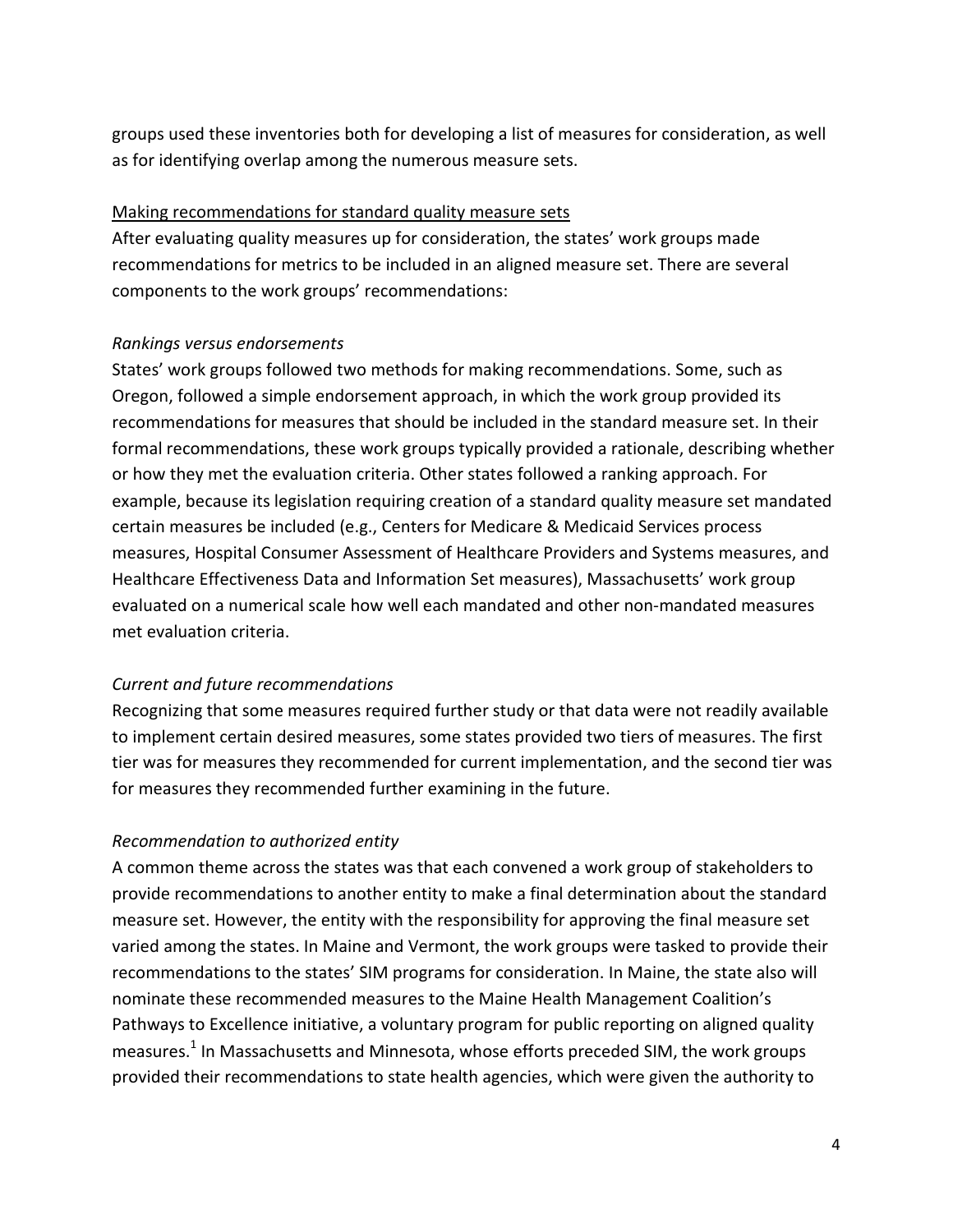groups used these inventories both for developing a list of measures for consideration, as well as for identifying overlap among the numerous measure sets.

<u>Making recommendations for standard quality measure sets</u>

After evaluating quality measures up for consideration, the states' work groups made recommendations for metrics to be included in an aligned measure set. There are several components to the work groups' recommendations:

*Rankings versus endorsements*

States' work groups followed two methods for making recommendations. Some, such as Oregon, followed a simple endorsement approach, in which the work group provided its recommendations for measures that should be included in the standard measure set. In their formal recommendations, these work groups typically provided a rationale, describing whether or how they met the evaluation criteria. Other states followed a ranking approach. For example, because its legislation requiring creation of a standard quality measure set mandated certain measures be included (e.g., Centers for Medicare & Medicaid Services process measures, Hospital Consumer Assessment of Healthcare Providers and Systems measures, and Healthcare Effectiveness Data and Information Set measures), Massachusetts' work group evaluated on a numerical scale how well each mandated and other non-mandated measures met evaluation criteria.

*Current and future recommendations*

Recognizing that some measures required further study or that data were not readily available to implement certain desired measures, some states provided two tiers of measures. The first tier was for measures they recommended for current implementation, and the second tier was for measures they recommended further examining in the future.

*Recommendation to authorized entity*

A common theme across the states was that each convened a work group of stakeholders to provide recommendations to another entity to make a final determination about the standard measure set. However, the entity with the responsibility for approving the final measure set varied among the states. In Maine and Vermont, the work groups were tasked to provide their recommendations to the states' SIM programs for consideration. In Maine, the state also will nominate these recommended measures to the Maine Health Management Coalition's Pathways to Excellence initiative, a voluntary program for public reporting on aligned quality measures.[1] In Massachusetts and Minnesota, whose efforts preceded SIM, the work groups provided their recommendations to state health agencies, which were given the authority to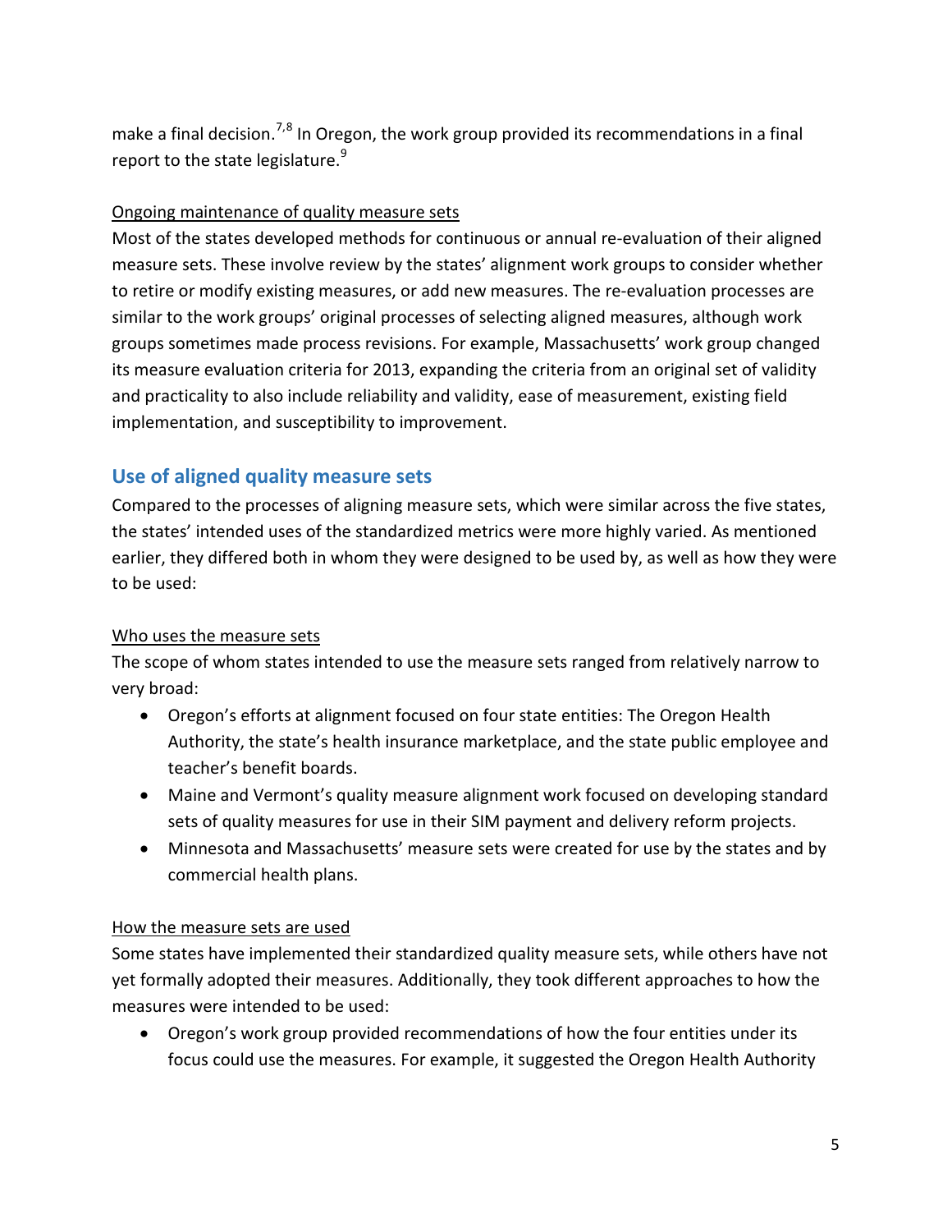make a final decision.[7,8] In Oregon, the work group provided its recommendations in a final report to the state legislature.[9]

Ongoing maintenance of quality measure sets

Most of the states developed methods for continuous or annual re-evaluation of their aligned measure sets. These involve review by the states' alignment work groups to consider whether to retire or modify existing measures, or add new measures. The re-evaluation processes are similar to the work groups' original processes of selecting aligned measures, although work groups sometimes made process revisions. For example, Massachusetts' work group changed its measure evaluation criteria for 2013, expanding the criteria from an original set of validity and practicality to also include reliability and validity, ease of measurement, existing field implementation, and susceptibility to improvement.

## Use of aligned quality measure sets

Compared to the processes of aligning measure sets, which were similar across the five states, the states' intended uses of the standardized metrics were more highly varied. As mentioned earlier, they differed both in whom they were designed to be used by, as well as how they were to be used:

Who uses the measure sets

The scope of whom states intended to use the measure sets ranged from relatively narrow to very broad:

- Oregon's efforts at alignment focused on four state entities: The Oregon Health Authority, the state's health insurance marketplace, and the state public employee and teacher's benefit boards.
- Maine and Vermont's quality measure alignment work focused on developing standard sets of quality measures for use in their SIM payment and delivery reform projects.
- Minnesota and Massachusetts' measure sets were created for use by the states and by commercial health plans.

How the measure sets are used

Some states have implemented their standardized quality measure sets, while others have not yet formally adopted their measures. Additionally, they took different approaches to how the measures were intended to be used:

- Oregon's work group provided recommendations of how the four entities under its focus could use the measures. For example, it suggested the Oregon Health Authority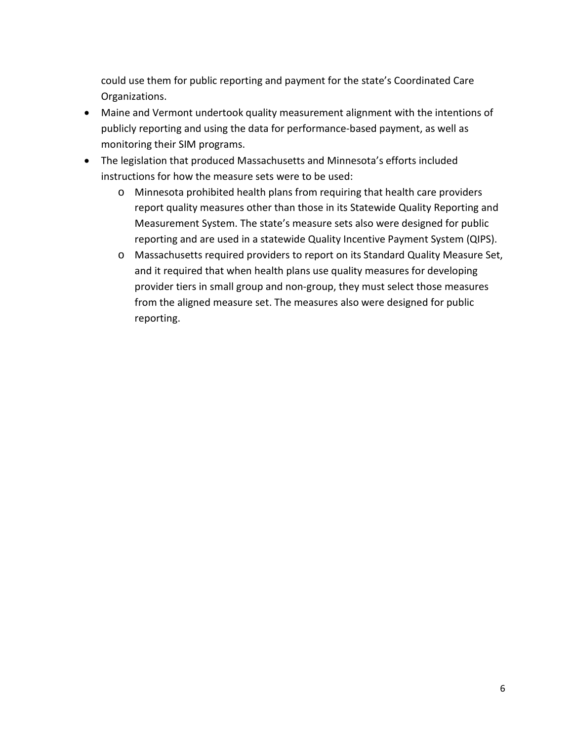could use them for public reporting and payment for the state's Coordinated Care Organizations.

- Maine and Vermont undertook quality measurement alignment with the intentions of publicly reporting and using the data for performance-based payment, as well as monitoring their SIM programs.
- The legislation that produced Massachusetts and Minnesota's efforts included instructions for how the measure sets were to be used:
  - Minnesota prohibited health plans from requiring that health care providers report quality measures other than those in its Statewide Quality Reporting and Measurement System. The state's measure sets also were designed for public reporting and are used in a statewide Quality Incentive Payment System (QIPS).
  - Massachusetts required providers to report on its Standard Quality Measure Set, and it required that when health plans use quality measures for developing provider tiers in small group and non-group, they must select those measures from the aligned measure set. The measures also were designed for public reporting.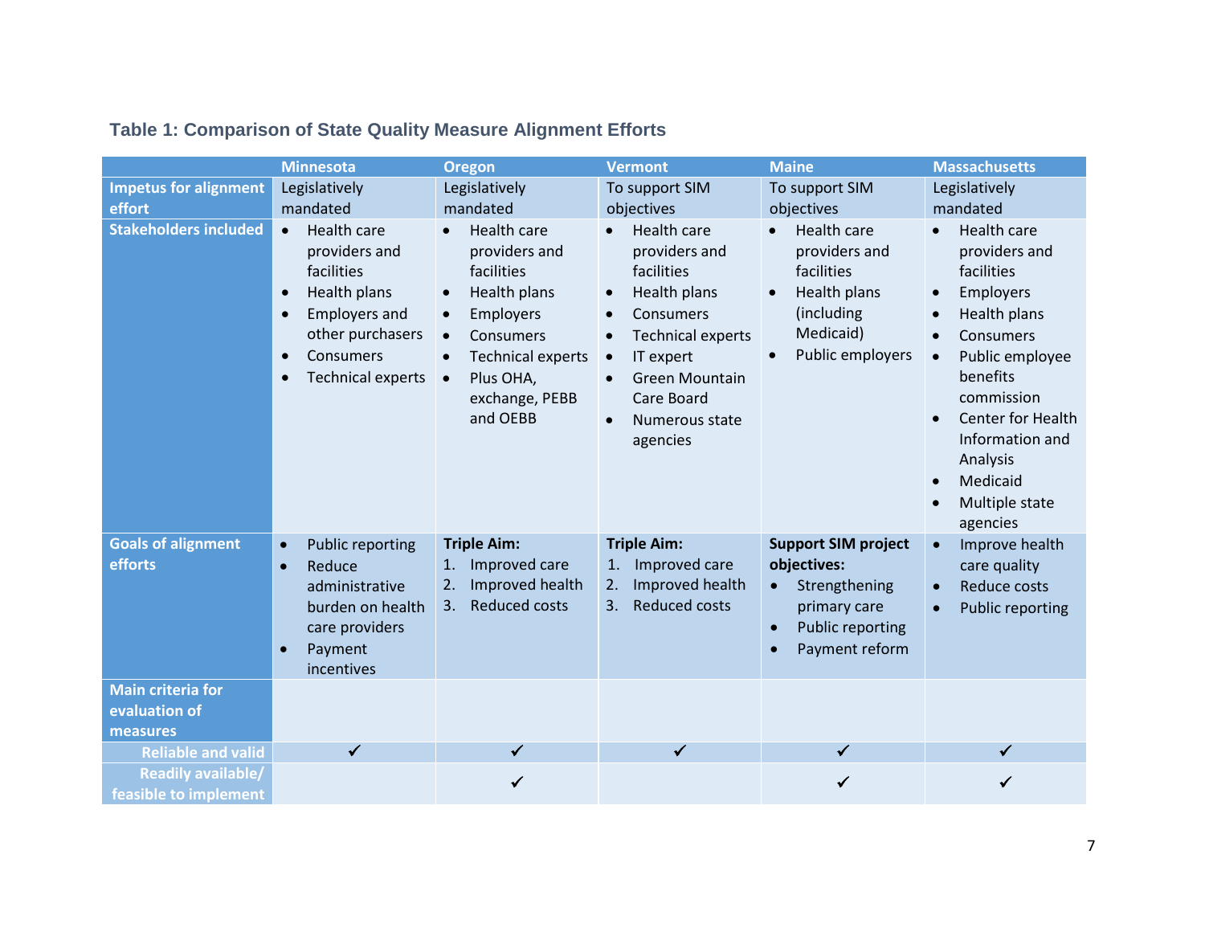**Table 1: Comparison of State Quality Measure Alignment Efforts**

| | Minnesota | Oregon | Vermont | Maine | Massachusetts |
|---|---|---|---|---|---|
| **Impetus for alignment effort** | Legislatively mandated | Legislatively mandated | To support SIM objectives | To support SIM objectives | Legislatively mandated |
| **Stakeholders included** | • Health care providers and facilities<br>• Health plans<br>• Employers and other purchasers<br>• Consumers<br>• Technical experts | • Health care providers and facilities<br>• Health plans<br>• Employers<br>• Consumers<br>• Technical experts<br>• Plus OHA, exchange, PEBB and OEBB | • Health care providers and facilities<br>• Health plans<br>• Consumers<br>• Technical experts<br>• IT expert<br>• Green Mountain Care Board<br>• Numerous state agencies | • Health care providers and facilities<br>• Health plans (including Medicaid)<br>• Public employers | • Health care providers and facilities<br>• Employers<br>• Health plans<br>• Consumers<br>• Public employee benefits commission<br>• Center for Health Information and Analysis<br>• Medicaid<br>• Multiple state agencies |
| **Goals of alignment efforts** | • Public reporting<br>• Reduce administrative burden on health care providers<br>• Payment incentives | **Triple Aim:**<br>1. Improved care<br>2. Improved health<br>3. Reduced costs | **Triple Aim:**<br>1. Improved care<br>2. Improved health<br>3. Reduced costs | **Support SIM project objectives:**<br>• Strengthening primary care<br>• Public reporting<br>• Payment reform | • Improve health care quality<br>• Reduce costs<br>• Public reporting |
| **Main criteria for evaluation of measures** | | | | | |
| **Reliable and valid** | ✓ | ✓ | ✓ | ✓ | ✓ |
| **Readily available/ feasible to implement** | | ✓ | | ✓ | ✓ |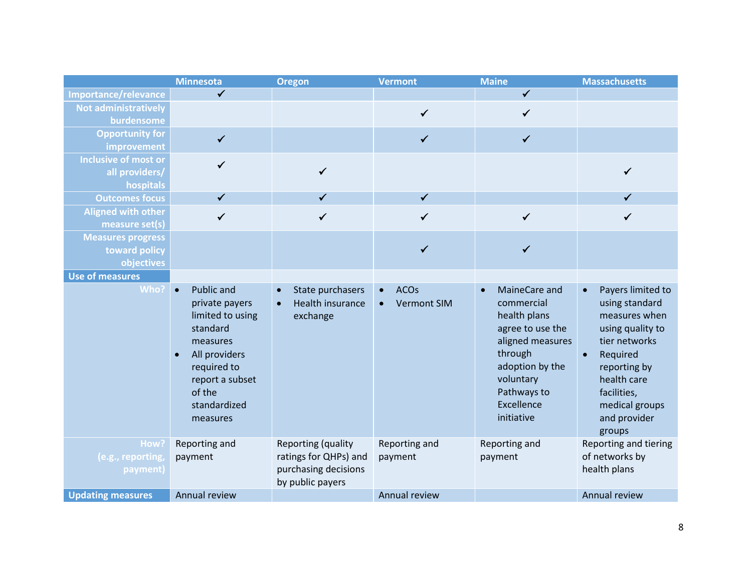| | Minnesota | Oregon | Vermont | Maine | Massachusetts |
|---|---|---|---|---|---|
| Importance/relevance | ✓ | | | ✓ | |
| Not administratively burdensome | | | ✓ | ✓ | |
| Opportunity for improvement | ✓ | | ✓ | ✓ | |
| Inclusive of most or all providers/ hospitals | ✓ | ✓ | | | ✓ |
| Outcomes focus | ✓ | ✓ | ✓ | | ✓ |
| Aligned with other measure set(s) | ✓ | ✓ | ✓ | ✓ | ✓ |
| Measures progress toward policy objectives | | | ✓ | ✓ | |
| **Use of measures** | | | | | |
| Who? | • Public and private payers limited to using standard measures<br>• All providers required to report a subset of the standardized measures | • State purchasers<br>• Health insurance exchange | • ACOs<br>• Vermont SIM | • MaineCare and commercial health plans agree to use the aligned measures through adoption by the voluntary Pathways to Excellence initiative | • Payers limited to using standard measures when using quality to tier networks<br>• Required reporting by health care facilities, medical groups and provider groups |
| How? (e.g., reporting, payment) | Reporting and payment | Reporting (quality ratings for QHPs) and purchasing decisions by public payers | Reporting and payment | Reporting and payment | Reporting and tiering of networks by health plans |
| **Updating measures** | Annual review | | Annual review | | Annual review |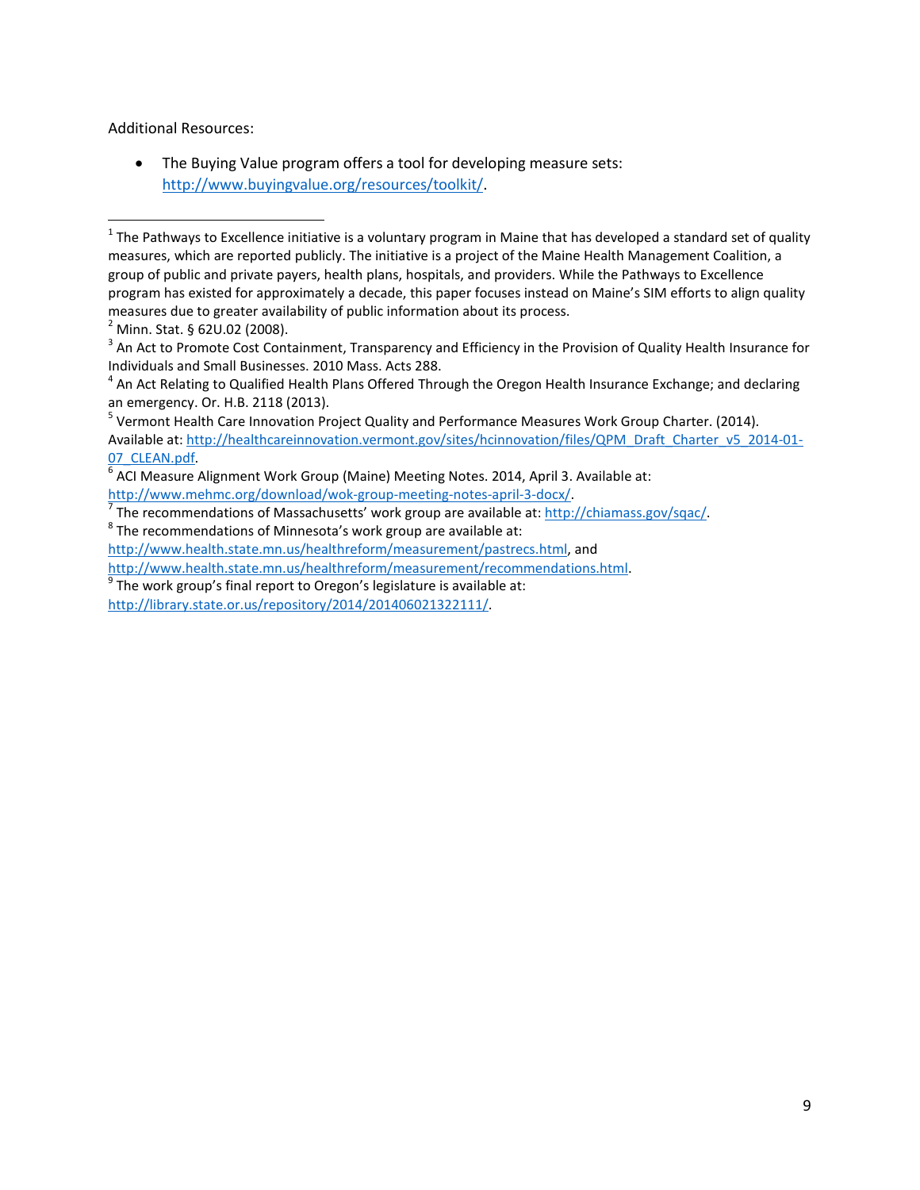Additional Resources:

- The Buying Value program offers a tool for developing measure sets: http://www.buyingvalue.org/resources/toolkit/.

---

[1] The Pathways to Excellence initiative is a voluntary program in Maine that has developed a standard set of quality measures, which are reported publicly. The initiative is a project of the Maine Health Management Coalition, a group of public and private payers, health plans, hospitals, and providers. While the Pathways to Excellence program has existed for approximately a decade, this paper focuses instead on Maine's SIM efforts to align quality measures due to greater availability of public information about its process.

[2] Minn. Stat. § 62U.02 (2008).

[3] An Act to Promote Cost Containment, Transparency and Efficiency in the Provision of Quality Health Insurance for Individuals and Small Businesses. 2010 Mass. Acts 288.

[4] An Act Relating to Qualified Health Plans Offered Through the Oregon Health Insurance Exchange; and declaring an emergency. Or. H.B. 2118 (2013).

[5] Vermont Health Care Innovation Project Quality and Performance Measures Work Group Charter. (2014). Available at: http://healthcareinnovation.vermont.gov/sites/hcinnovation/files/QPM_Draft_Charter_v5_2014-01-07_CLEAN.pdf.

[6] ACI Measure Alignment Work Group (Maine) Meeting Notes. 2014, April 3. Available at: http://www.mehmc.org/download/wok-group-meeting-notes-april-3-docx/.

[7] The recommendations of Massachusetts' work group are available at: http://chiamass.gov/sqac/.

[8] The recommendations of Minnesota's work group are available at: http://www.health.state.mn.us/healthreform/measurement/pastrecs.html, and http://www.health.state.mn.us/healthreform/measurement/recommendations.html.

[9] The work group's final report to Oregon's legislature is available at: http://library.state.or.us/repository/2014/201406021322111/.